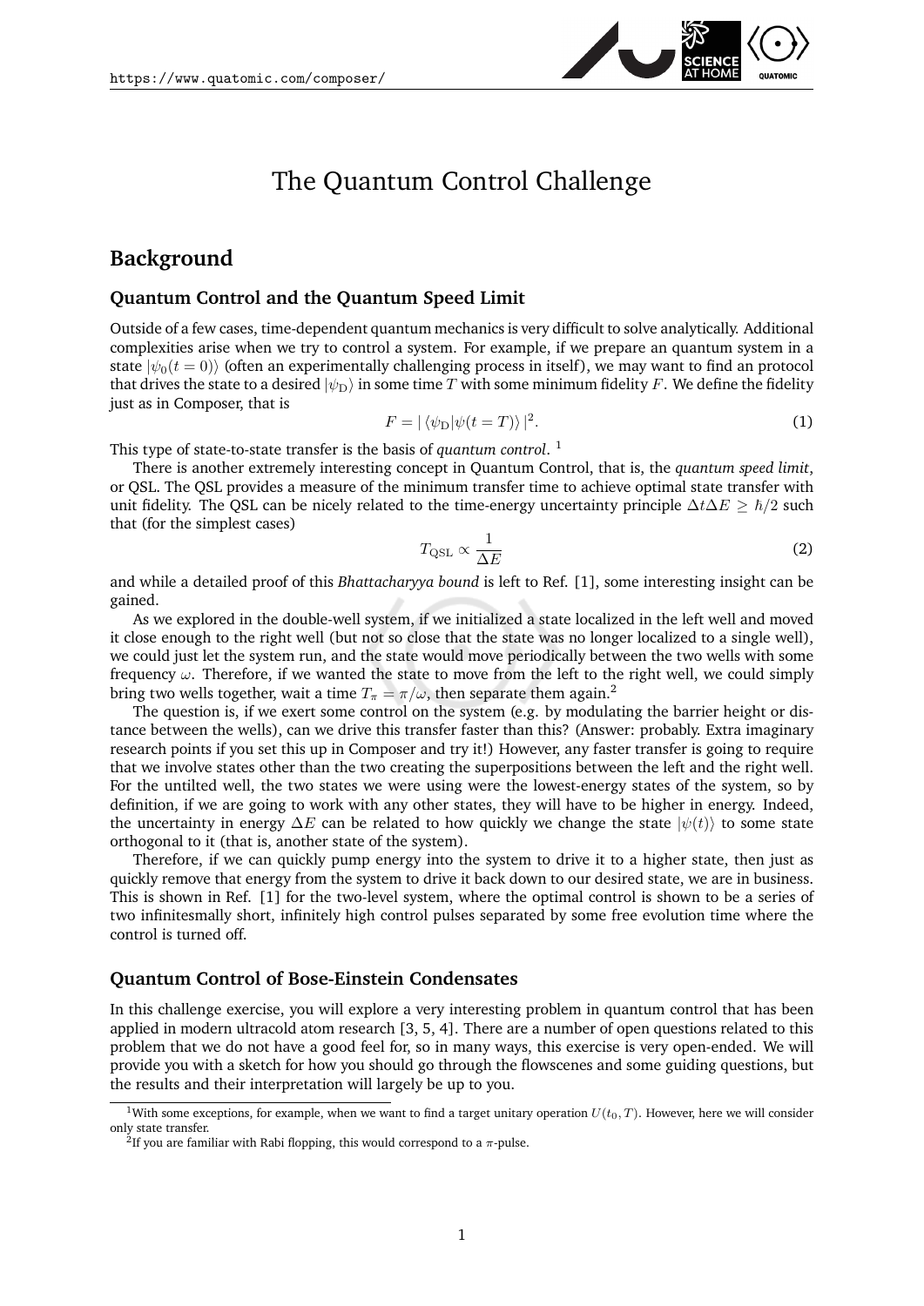# The Quantum Control Challenge

## Background

### Quantum Control and the Quantum Speed Limit

Outside of a few cases, time-dependent quantum mechanics is very difficult to solve analytically. Additional complexities arise when we try to control a system. For example, if we prepare an quantum system in a state $|\psi_0(t=0)\rangle$ (often an experimentally challenging process in itself), we may want to find an protocol that drives the state to a desired $|\psi_\mathrm{D}\rangle$ in some time $T$ with some minimum fidelity $F$. We define the fidelity just as in Composer, that is

$$F = |\langle\psi_\mathrm{D}|\psi(t=T)\rangle|^2. \tag{1}$$

This type of state-to-state transfer is the basis of *quantum control*. [1]

There is another extremely interesting concept in Quantum Control, that is, the *quantum speed limit*, or QSL. The QSL provides a measure of the minimum transfer time to achieve optimal state transfer with unit fidelity. The QSL can be nicely related to the time-energy uncertainty principle $\Delta t \Delta E \geq \hbar/2$ such that (for the simplest cases)

$$T_\mathrm{QSL} \propto \frac{1}{\Delta E} \tag{2}$$

and while a detailed proof of this *Bhattacharyya bound* is left to Ref. [1], some interesting insight can be gained.

As we explored in the double-well system, if we initialized a state localized in the left well and moved it close enough to the right well (but not so close that the state was no longer localized to a single well), we could just let the system run, and the state would move periodically between the two wells with some frequency $\omega$. Therefore, if we wanted the state to move from the left to the right well, we could simply bring two wells together, wait a time $T_\pi = \pi/\omega$, then separate them again.[2]

The question is, if we exert some control on the system (e.g. by modulating the barrier height or distance between the wells), can we drive this transfer faster than this? (Answer: probably. Extra imaginary research points if you set this up in Composer and try it!) However, any faster transfer is going to require that we involve states other than the two creating the superpositions between the left and the right well. For the untilted well, the two states we were using were the lowest-energy states of the system, so by definition, if we are going to work with any other states, they will have to be higher in energy. Indeed, the uncertainty in energy $\Delta E$ can be related to how quickly we change the state $|\psi(t)\rangle$ to some state orthogonal to it (that is, another state of the system).

Therefore, if we can quickly pump energy into the system to drive it to a higher state, then just as quickly remove that energy from the system to drive it back down to our desired state, we are in business. This is shown in Ref. [1] for the two-level system, where the optimal control is shown to be a series of two infinitesmally short, infinitely high control pulses separated by some free evolution time where the control is turned off.

### Quantum Control of Bose-Einstein Condensates

In this challenge exercise, you will explore a very interesting problem in quantum control that has been applied in modern ultracold atom research [3, 5, 4]. There are a number of open questions related to this problem that we do not have a good feel for, so in many ways, this exercise is very open-ended. We will provide you with a sketch for how you should go through the flowscenes and some guiding questions, but the results and their interpretation will largely be up to you.

---

[1] With some exceptions, for example, when we want to find a target unitary operation $U(t_0, T)$. However, here we will consider only state transfer.

[2] If you are familiar with Rabi flopping, this would correspond to a $\pi$-pulse.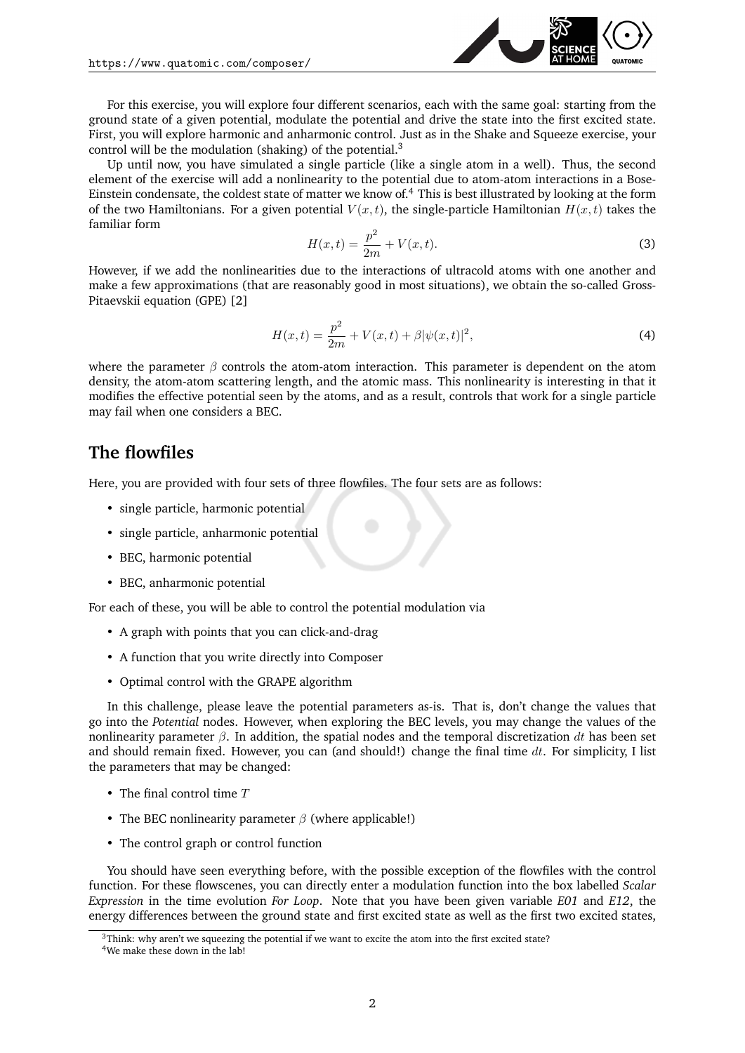For this exercise, you will explore four different scenarios, each with the same goal: starting from the ground state of a given potential, modulate the potential and drive the state into the first excited state. First, you will explore harmonic and anharmonic control. Just as in the Shake and Squeeze exercise, your control will be the modulation (shaking) of the potential.[3]

Up until now, you have simulated a single particle (like a single atom in a well). Thus, the second element of the exercise will add a nonlinearity to the potential due to atom-atom interactions in a Bose-Einstein condensate, the coldest state of matter we know of.[4] This is best illustrated by looking at the form of the two Hamiltonians. For a given potential $V(x,t)$, the single-particle Hamiltonian $H(x,t)$ takes the familiar form

$$H(x,t) = \frac{p^2}{2m} + V(x,t). \tag{3}$$

However, if we add the nonlinearities due to the interactions of ultracold atoms with one another and make a few approximations (that are reasonably good in most situations), we obtain the so-called Gross-Pitaevskii equation (GPE) [2]

$$H(x,t) = \frac{p^2}{2m} + V(x,t) + \beta|\psi(x,t)|^2, \tag{4}$$

where the parameter $\beta$ controls the atom-atom interaction. This parameter is dependent on the atom density, the atom-atom scattering length, and the atomic mass. This nonlinearity is interesting in that it modifies the effective potential seen by the atoms, and as a result, controls that work for a single particle may fail when one considers a BEC.

## The flowfiles

Here, you are provided with four sets of three flowfiles. The four sets are as follows:

- single particle, harmonic potential
- single particle, anharmonic potential
- BEC, harmonic potential
- BEC, anharmonic potential

For each of these, you will be able to control the potential modulation via

- A graph with points that you can click-and-drag
- A function that you write directly into Composer
- Optimal control with the GRAPE algorithm

In this challenge, please leave the potential parameters as-is. That is, don't change the values that go into the *Potential* nodes. However, when exploring the BEC levels, you may change the values of the nonlinearity parameter $\beta$. In addition, the spatial nodes and the temporal discretization $dt$ has been set and should remain fixed. However, you can (and should!) change the final time $dt$. For simplicity, I list the parameters that may be changed:

- The final control time $T$
- The BEC nonlinearity parameter $\beta$ (where applicable!)
- The control graph or control function

You should have seen everything before, with the possible exception of the flowfiles with the control function. For these flowscenes, you can directly enter a modulation function into the box labelled *Scalar Expression* in the time evolution *For Loop*. Note that you have been given variable *E01* and *E12*, the energy differences between the ground state and first excited state as well as the first two excited states,

[3] Think: why aren't we squeezing the potential if we want to excite the atom into the first excited state?

[4] We make these down in the lab!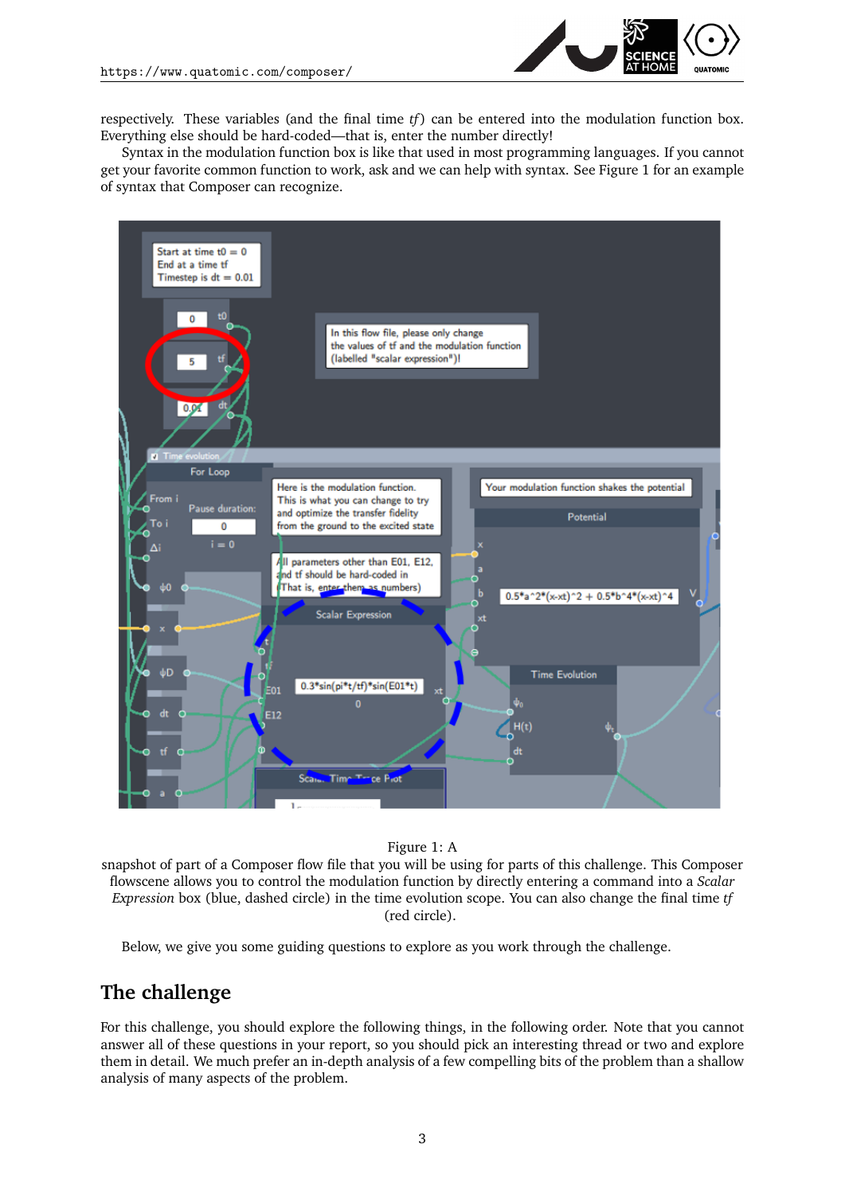respectively. These variables (and the final time *tf*) can be entered into the modulation function box. Everything else should be hard-coded—that is, enter the number directly!

Syntax in the modulation function box is like that used in most programming languages. If you cannot get your favorite common function to work, ask and we can help with syntax. See Figure 1 for an example of syntax that Composer can recognize.

Figure 1: A snapshot of part of a Composer flow file that you will be using for parts of this challenge. This Composer flowscene allows you to control the modulation function by directly entering a command into a *Scalar Expression* box (blue, dashed circle) in the time evolution scope. You can also change the final time *tf* (red circle).

Below, we give you some guiding questions to explore as you work through the challenge.

## The challenge

For this challenge, you should explore the following things, in the following order. Note that you cannot answer all of these questions in your report, so you should pick an interesting thread or two and explore them in detail. We much prefer an in-depth analysis of a few compelling bits of the problem than a shallow analysis of many aspects of the problem.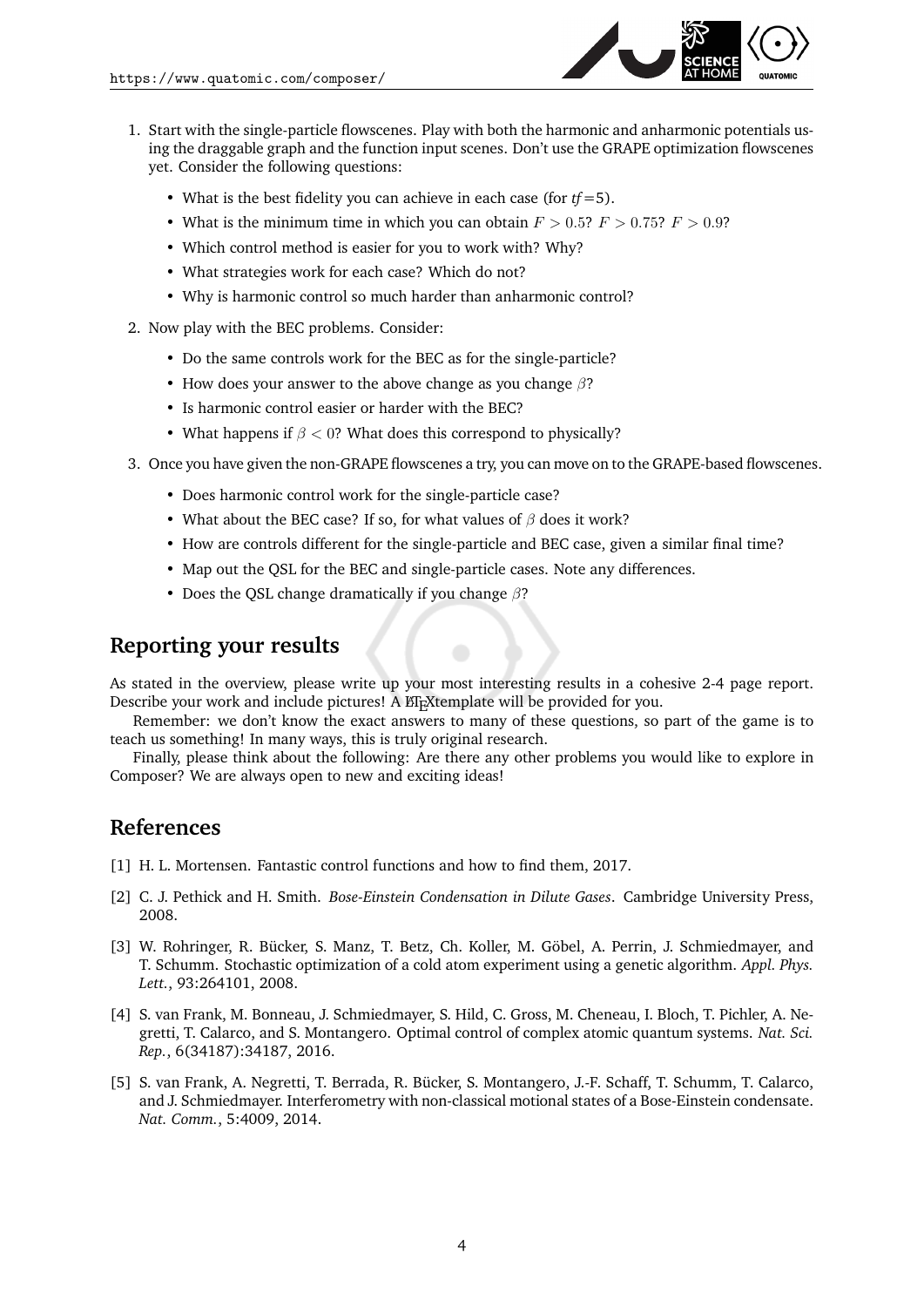1. Start with the single-particle flowscenes. Play with both the harmonic and anharmonic potentials using the draggable graph and the function input scenes. Don't use the GRAPE optimization flowscenes yet. Consider the following questions:

   - What is the best fidelity you can achieve in each case (for *tf*=5).
   - What is the minimum time in which you can obtain $F > 0.5$? $F > 0.75$? $F > 0.9$?
   - Which control method is easier for you to work with? Why?
   - What strategies work for each case? Which do not?
   - Why is harmonic control so much harder than anharmonic control?

2. Now play with the BEC problems. Consider:

   - Do the same controls work for the BEC as for the single-particle?
   - How does your answer to the above change as you change $\beta$?
   - Is harmonic control easier or harder with the BEC?
   - What happens if $\beta < 0$? What does this correspond to physically?

3. Once you have given the non-GRAPE flowscenes a try, you can move on to the GRAPE-based flowscenes.

   - Does harmonic control work for the single-particle case?
   - What about the BEC case? If so, for what values of $\beta$ does it work?
   - How are controls different for the single-particle and BEC case, given a similar final time?
   - Map out the QSL for the BEC and single-particle cases. Note any differences.
   - Does the QSL change dramatically if you change $\beta$?

## Reporting your results

As stated in the overview, please write up your most interesting results in a cohesive 2-4 page report. Describe your work and include pictures! A LaTeXtemplate will be provided for you.

Remember: we don't know the exact answers to many of these questions, so part of the game is to teach us something! In many ways, this is truly original research.

Finally, please think about the following: Are there any other problems you would like to explore in Composer? We are always open to new and exciting ideas!

## References

[1] H. L. Mortensen. Fantastic control functions and how to find them, 2017.

[2] C. J. Pethick and H. Smith. *Bose-Einstein Condensation in Dilute Gases*. Cambridge University Press, 2008.

[3] W. Rohringer, R. Bücker, S. Manz, T. Betz, Ch. Koller, M. Göbel, A. Perrin, J. Schmiedmayer, and T. Schumm. Stochastic optimization of a cold atom experiment using a genetic algorithm. *Appl. Phys. Lett.*, 93:264101, 2008.

[4] S. van Frank, M. Bonneau, J. Schmiedmayer, S. Hild, C. Gross, M. Cheneau, I. Bloch, T. Pichler, A. Negretti, T. Calarco, and S. Montangero. Optimal control of complex atomic quantum systems. *Nat. Sci. Rep.*, 6(34187):34187, 2016.

[5] S. van Frank, A. Negretti, T. Berrada, R. Bücker, S. Montangero, J.-F. Schaff, T. Schumm, T. Calarco, and J. Schmiedmayer. Interferometry with non-classical motional states of a Bose-Einstein condensate. *Nat. Comm.*, 5:4009, 2014.